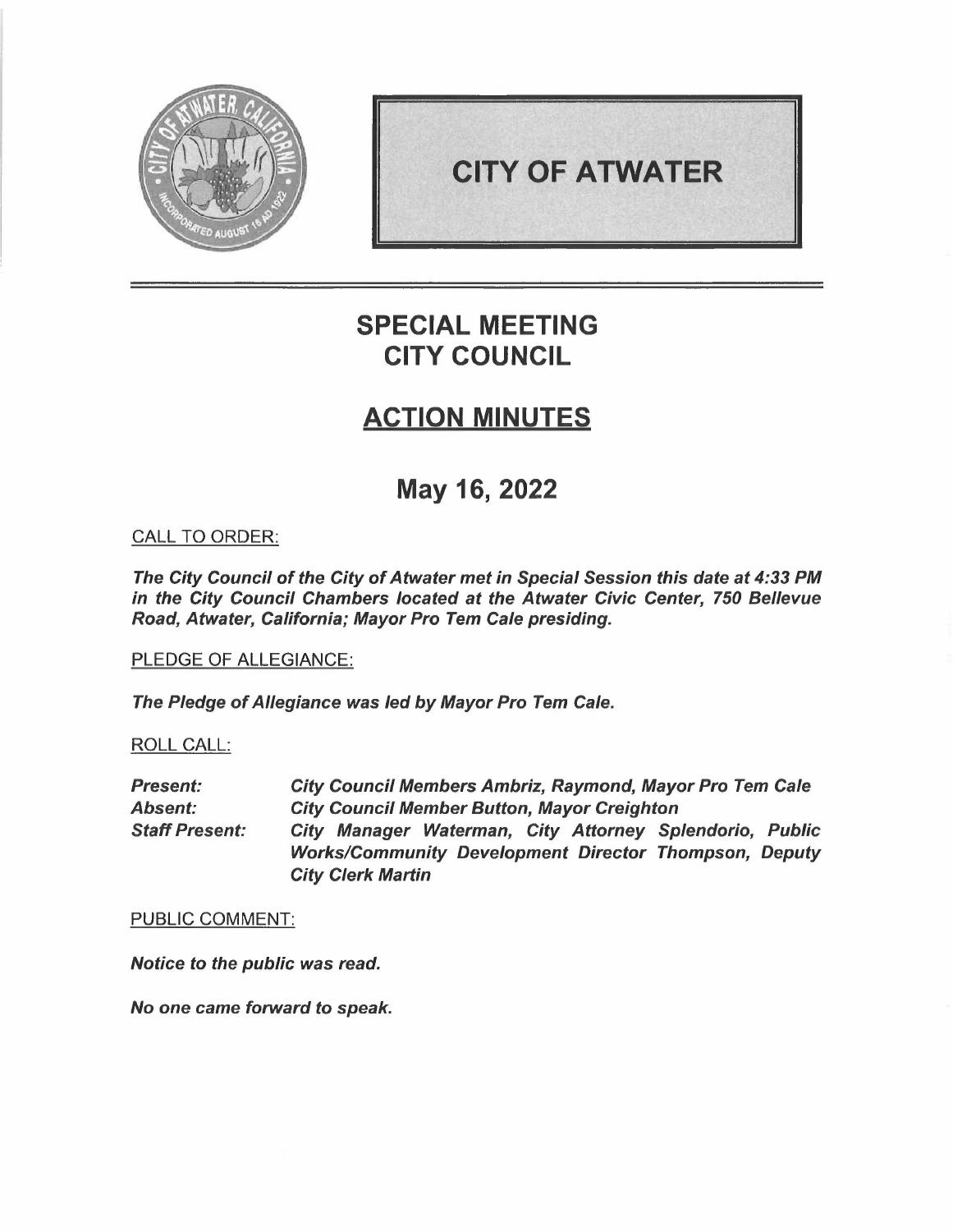# CITY OF ATWATER

## SPECIAL MEETING
## CITY COUNCIL

## ACTION MINUTES

## May 16, 2022

CALL TO ORDER:

***The City Council of the City of Atwater met in Special Session this date at 4:33 PM in the City Council Chambers located at the Atwater Civic Center, 750 Bellevue Road, Atwater, California; Mayor Pro Tem Cale presiding.***

PLEDGE OF ALLEGIANCE:

***The Pledge of Allegiance was led by Mayor Pro Tem Cale.***

ROLL CALL:

| | |
|---|---|
| ***Present:*** | ***City Council Members Ambriz, Raymond, Mayor Pro Tem Cale*** |
| ***Absent:*** | ***City Council Member Button, Mayor Creighton*** |
| ***Staff Present:*** | ***City Manager Waterman, City Attorney Splendorio, Public Works/Community Development Director Thompson, Deputy City Clerk Martin*** |

PUBLIC COMMENT:

***Notice to the public was read.***

***No one came forward to speak.***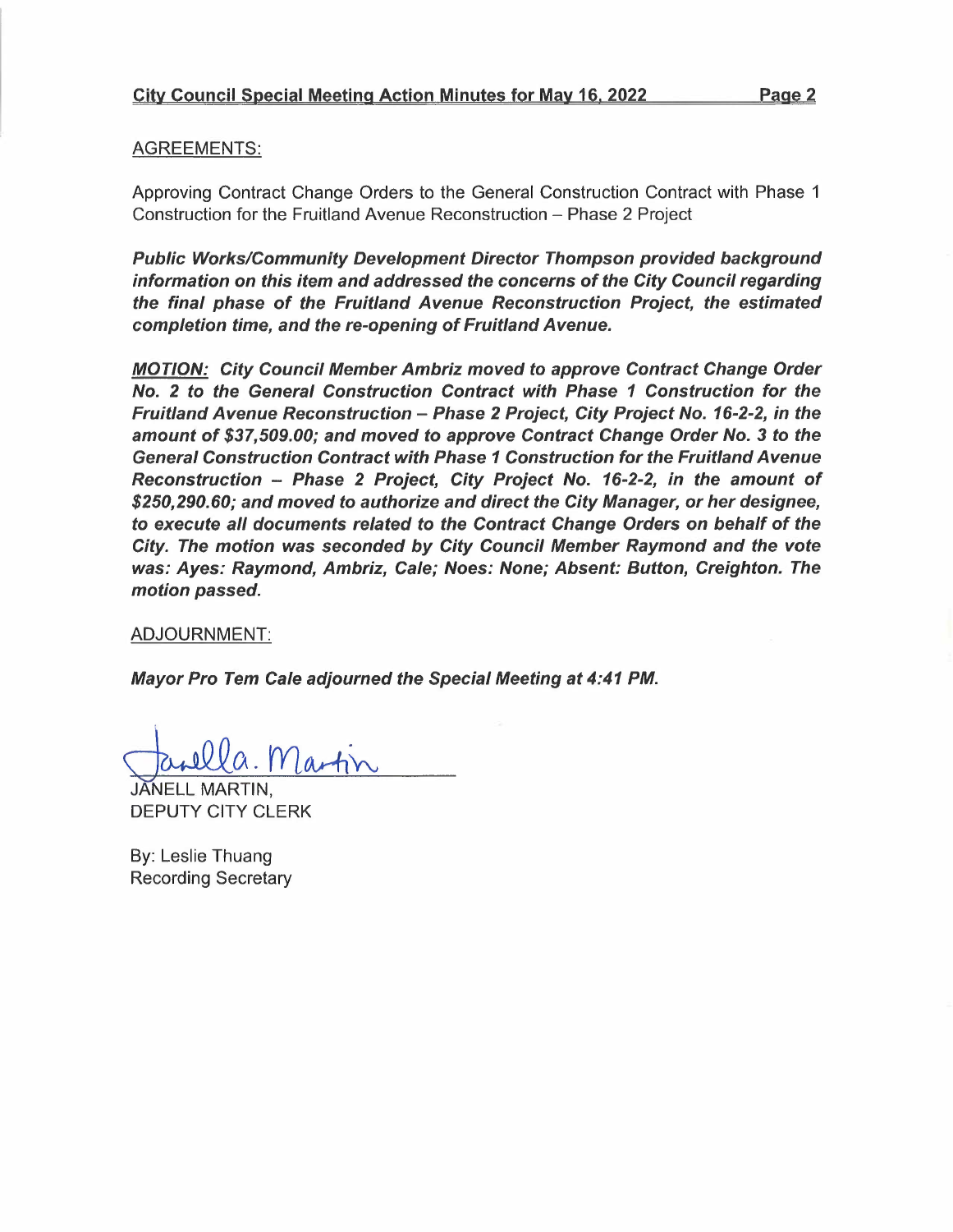AGREEMENTS:

Approving Contract Change Orders to the General Construction Contract with Phase 1 Construction for the Fruitland Avenue Reconstruction – Phase 2 Project

***Public Works/Community Development Director Thompson provided background information on this item and addressed the concerns of the City Council regarding the final phase of the Fruitland Avenue Reconstruction Project, the estimated completion time, and the re-opening of Fruitland Avenue.***

***MOTION:*** ***City Council Member Ambriz moved to approve Contract Change Order No. 2 to the General Construction Contract with Phase 1 Construction for the Fruitland Avenue Reconstruction – Phase 2 Project, City Project No. 16-2-2, in the amount of $37,509.00; and moved to approve Contract Change Order No. 3 to the General Construction Contract with Phase 1 Construction for the Fruitland Avenue Reconstruction – Phase 2 Project, City Project No. 16-2-2, in the amount of $250,290.60; and moved to authorize and direct the City Manager, or her designee, to execute all documents related to the Contract Change Orders on behalf of the City. The motion was seconded by City Council Member Raymond and the vote was: Ayes: Raymond, Ambriz, Cale; Noes: None; Absent: Button, Creighton. The motion passed.***

ADJOURNMENT:

***Mayor Pro Tem Cale adjourned the Special Meeting at 4:41 PM.***

Janella Martin

JANELL MARTIN,
DEPUTY CITY CLERK

By: Leslie Thuang
Recording Secretary